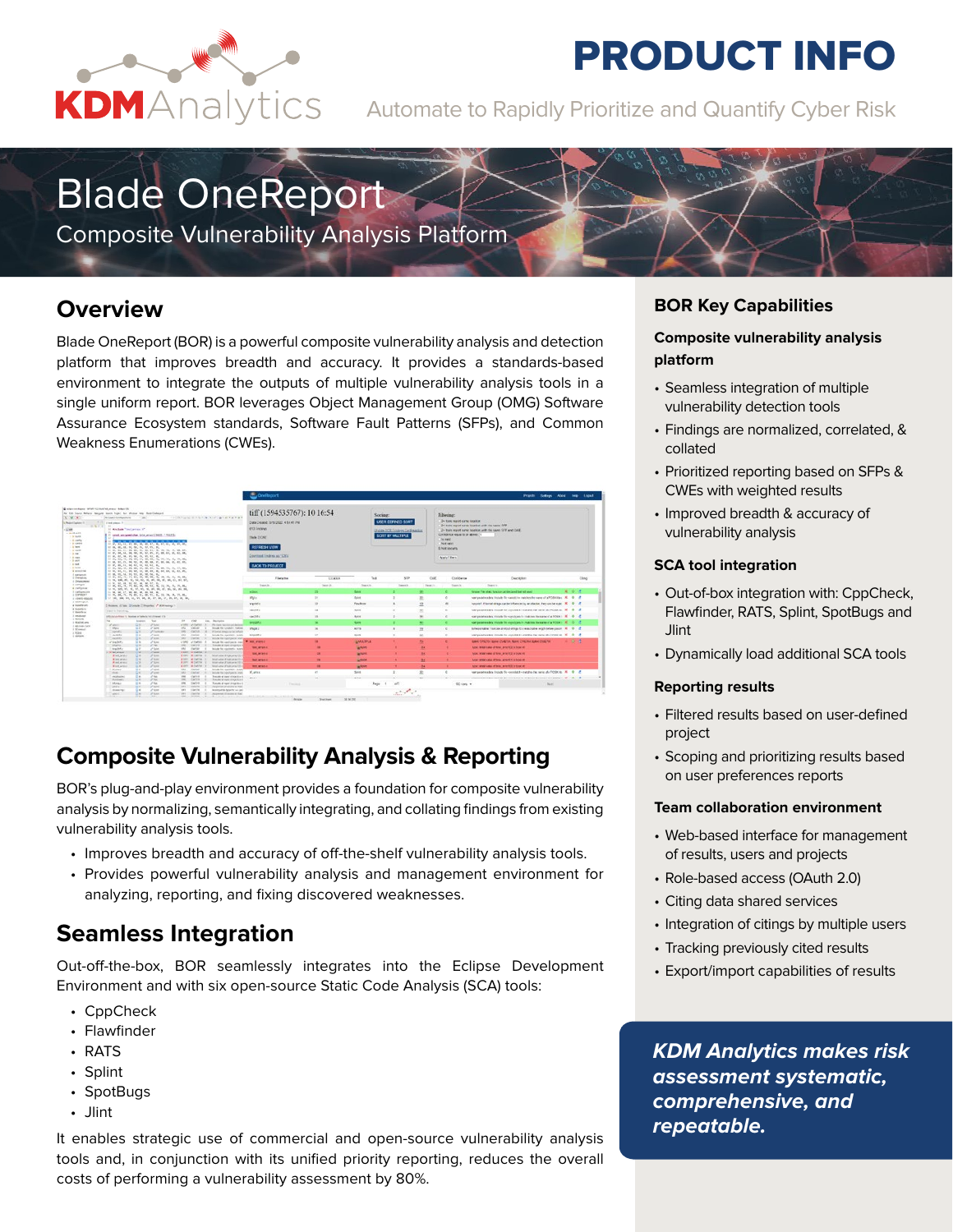# PRODUCT INFO

KDM Analytics

Automate to Rapidly Prioritize and Quantify Cyber Risk

# Blade OneReport

Composite Vulnerability Analysis Platform

## Overview

Blade OneReport (BOR) is a powerful composite vulnerability analysis and detection platform that improves breadth and accuracy. It provides a standards-based environment to integrate the outputs of multiple vulnerability analysis tools in a single uniform report. BOR leverages Object Management Group (OMG) Software Assurance Ecosystem standards, Software Fault Patterns (SFPs), and Common Weakness Enumerations (CWEs).

## Composite Vulnerability Analysis & Reporting

BOR's plug-and-play environment provides a foundation for composite vulnerability analysis by normalizing, semantically integrating, and collating findings from existing vulnerability analysis tools.

- Improves breadth and accuracy of off-the-shelf vulnerability analysis tools.
- Provides powerful vulnerability analysis and management environment for analyzing, reporting, and fixing discovered weaknesses.

## Seamless Integration

Out-off-the-box, BOR seamlessly integrates into the Eclipse Development Environment and with six open-source Static Code Analysis (SCA) tools:

- CppCheck
- Flawfinder
- RATS
- Splint
- SpotBugs
- Jlint

It enables strategic use of commercial and open-source vulnerability analysis tools and, in conjunction with its unified priority reporting, reduces the overall costs of performing a vulnerability assessment by 80%.

## BOR Key Capabilities

### Composite vulnerability analysis platform

- Seamless integration of multiple vulnerability detection tools
- Findings are normalized, correlated, & collated
- Prioritized reporting based on SFPs & CWEs with weighted results
- Improved breadth & accuracy of vulnerability analysis

### SCA tool integration

- Out-of-box integration with: CppCheck, Flawfinder, RATS, Splint, SpotBugs and Jlint
- Dynamically load additional SCA tools

### Reporting results

- Filtered results based on user-defined project
- Scoping and prioritizing results based on user preferences reports

### Team collaboration environment

- Web-based interface for management of results, users and projects
- Role-based access (OAuth 2.0)
- Citing data shared services
- Integration of citings by multiple users
- Tracking previously cited results
- Export/import capabilities of results

***KDM Analytics makes risk assessment systematic, comprehensive, and repeatable.***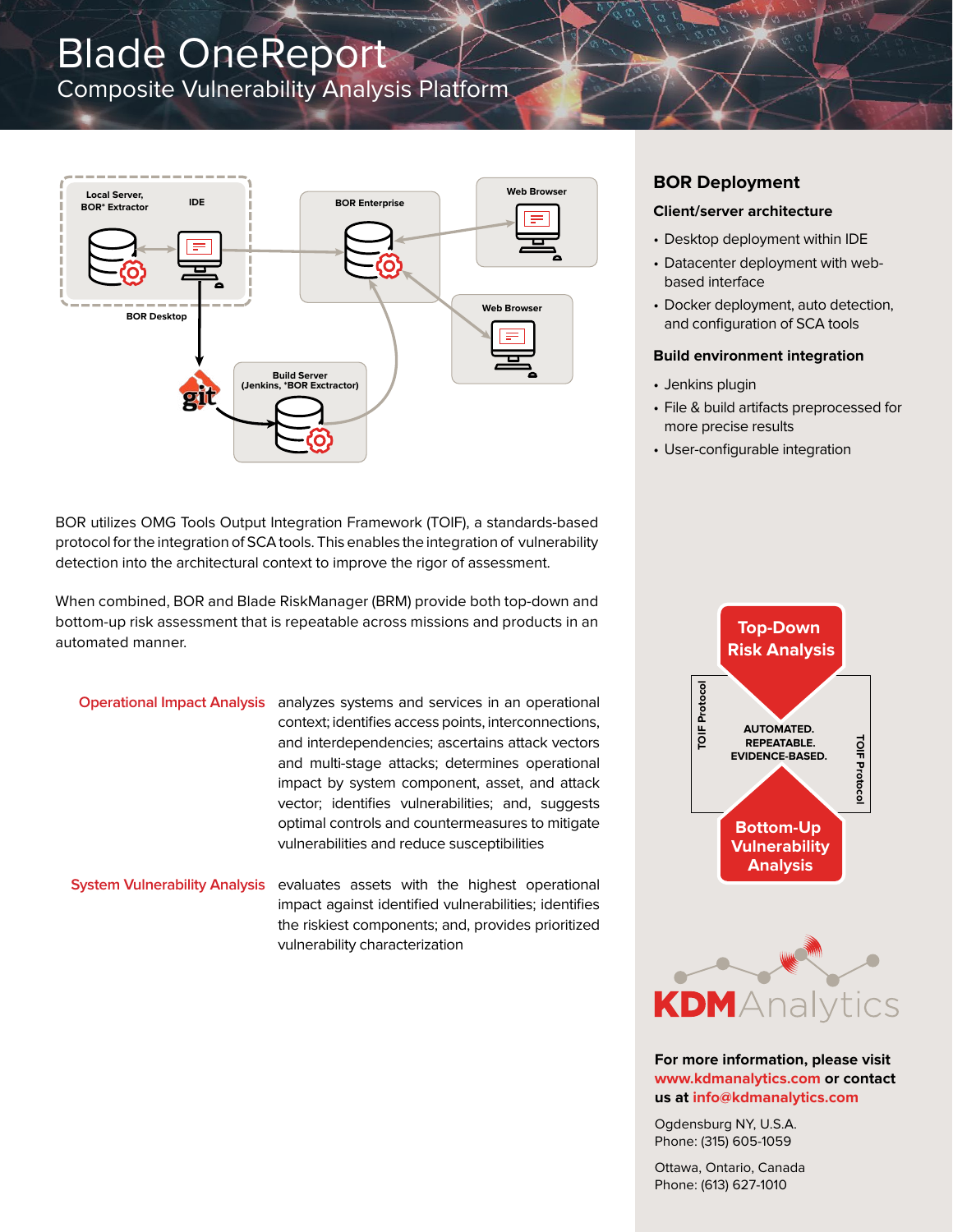# Blade OneReport

Composite Vulnerability Analysis Platform

Local Server, BOR* Extractor

IDE

BOR Desktop

BOR Enterprise

Web Browser

Web Browser

Build Server (Jenkins, *BOR Exctractor)

git

BOR utilizes OMG Tools Output Integration Framework (TOIF), a standards-based protocol for the integration of SCA tools. This enables the integration of vulnerability detection into the architectural context to improve the rigor of assessment.

When combined, BOR and Blade RiskManager (BRM) provide both top-down and bottom-up risk assessment that is repeatable across missions and products in an automated manner.

**Operational Impact Analysis** analyzes systems and services in an operational context; identifies access points, interconnections, and interdependencies; ascertains attack vectors and multi-stage attacks; determines operational impact by system component, asset, and attack vector; identifies vulnerabilities; and, suggests optimal controls and countermeasures to mitigate vulnerabilities and reduce susceptibilities

**System Vulnerability Analysis** evaluates assets with the highest operational impact against identified vulnerabilities; identifies the riskiest components; and, provides prioritized vulnerability characterization

## BOR Deployment

### Client/server architecture

- Desktop deployment within IDE
- Datacenter deployment with web-based interface
- Docker deployment, auto detection, and configuration of SCA tools

### Build environment integration

- Jenkins plugin
- File & build artifacts preprocessed for more precise results
- User-configurable integration

Top-Down Risk Analysis

TOIF Protocol

AUTOMATED. REPEATABLE. EVIDENCE-BASED.

TOIF Protocol

Bottom-Up Vulnerability Analysis

KDMAnalytics

**For more information, please visit www.kdmanalytics.com or contact us at info@kdmanalytics.com**

Ogdensburg NY, U.S.A.
Phone: (315) 605-1059

Ottawa, Ontario, Canada
Phone: (613) 627-1010